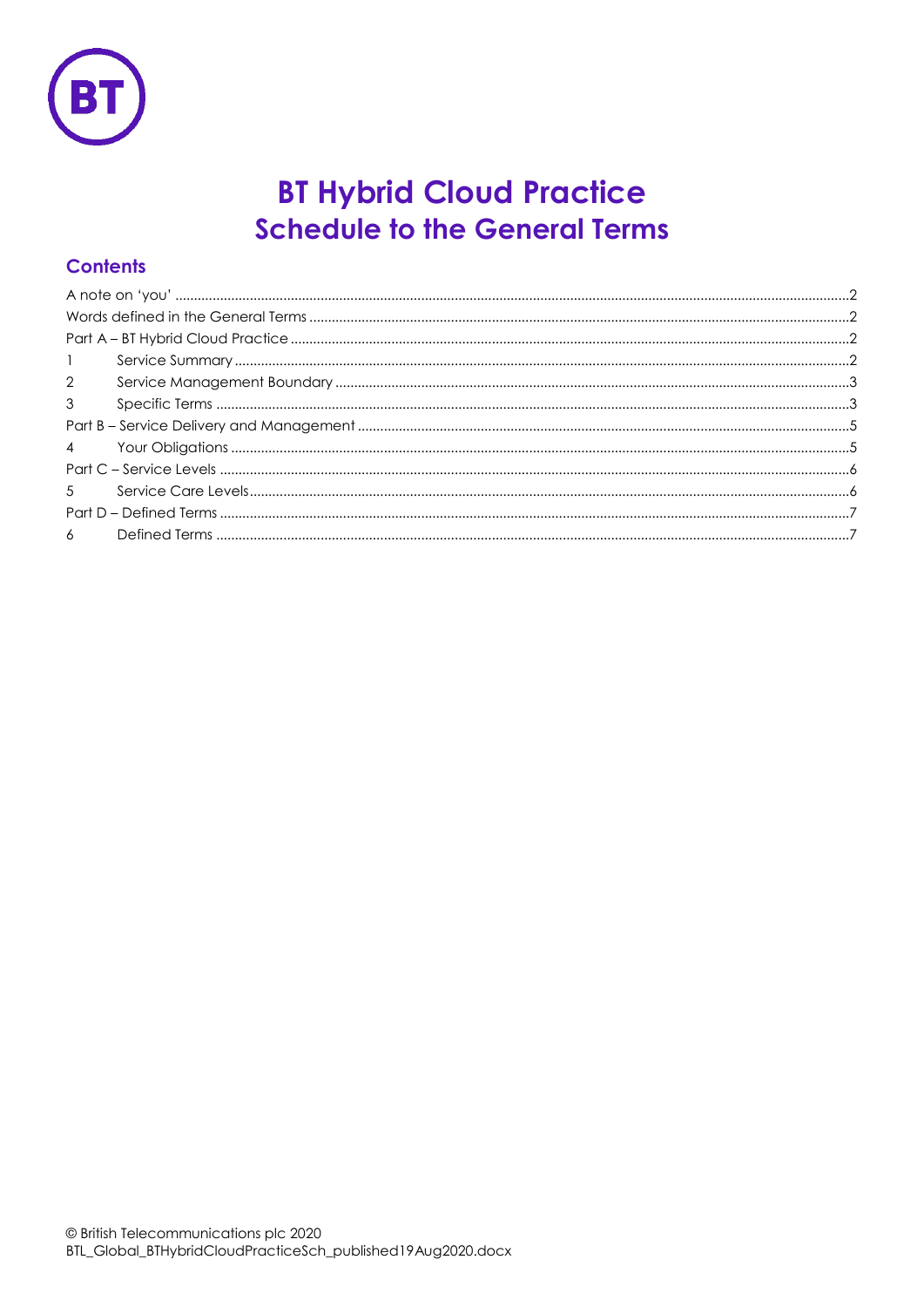# BT Hybrid Cloud Practice
## Schedule to the General Terms

### Contents

A note on 'you' .......... 2
Words defined in the General Terms .......... 2
Part A – BT Hybrid Cloud Practice .......... 2
1 Service Summary .......... 2
2 Service Management Boundary .......... 3
3 Specific Terms .......... 3
Part B – Service Delivery and Management .......... 5
4 Your Obligations .......... 5
Part C – Service Levels .......... 6
5 Service Care Levels .......... 6
Part D – Defined Terms .......... 7
6 Defined Terms .......... 7

© British Telecommunications plc 2020
BTL_Global_BTHybridCloudPracticeSch_published19Aug2020.docx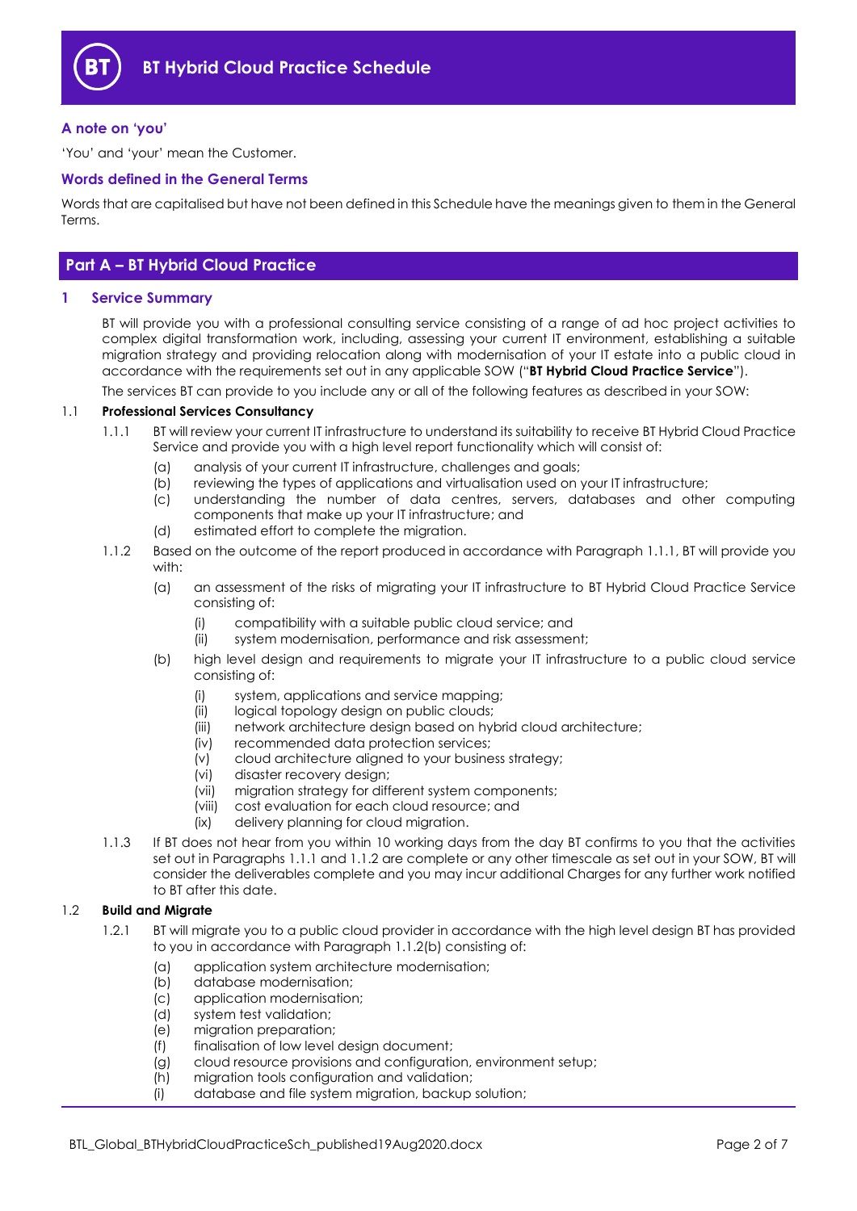# BT Hybrid Cloud Practice Schedule

### A note on 'you'

'You' and 'your' mean the Customer.

### Words defined in the General Terms

Words that are capitalised but have not been defined in this Schedule have the meanings given to them in the General Terms.

## Part A – BT Hybrid Cloud Practice

### 1 Service Summary

BT will provide you with a professional consulting service consisting of a range of ad hoc project activities to complex digital transformation work, including, assessing your current IT environment, establishing a suitable migration strategy and providing relocation along with modernisation of your IT estate into a public cloud in accordance with the requirements set out in any applicable SOW ("**BT Hybrid Cloud Practice Service**").

The services BT can provide to you include any or all of the following features as described in your SOW:

1.1 **Professional Services Consultancy**

1.1.1 BT will review your current IT infrastructure to understand its suitability to receive BT Hybrid Cloud Practice Service and provide you with a high level report functionality which will consist of:

(a) analysis of your current IT infrastructure, challenges and goals;
(b) reviewing the types of applications and virtualisation used on your IT infrastructure;
(c) understanding the number of data centres, servers, databases and other computing components that make up your IT infrastructure; and
(d) estimated effort to complete the migration.

1.1.2 Based on the outcome of the report produced in accordance with Paragraph 1.1.1, BT will provide you with:

(a) an assessment of the risks of migrating your IT infrastructure to BT Hybrid Cloud Practice Service consisting of:

(i) compatibility with a suitable public cloud service; and
(ii) system modernisation, performance and risk assessment;

(b) high level design and requirements to migrate your IT infrastructure to a public cloud service consisting of:

(i) system, applications and service mapping;
(ii) logical topology design on public clouds;
(iii) network architecture design based on hybrid cloud architecture;
(iv) recommended data protection services;
(v) cloud architecture aligned to your business strategy;
(vi) disaster recovery design;
(vii) migration strategy for different system components;
(viii) cost evaluation for each cloud resource; and
(ix) delivery planning for cloud migration.

1.1.3 If BT does not hear from you within 10 working days from the day BT confirms to you that the activities set out in Paragraphs 1.1.1 and 1.1.2 are complete or any other timescale as set out in your SOW, BT will consider the deliverables complete and you may incur additional Charges for any further work notified to BT after this date.

1.2 **Build and Migrate**

1.2.1 BT will migrate you to a public cloud provider in accordance with the high level design BT has provided to you in accordance with Paragraph 1.1.2(b) consisting of:

(a) application system architecture modernisation;
(b) database modernisation;
(c) application modernisation;
(d) system test validation;
(e) migration preparation;
(f) finalisation of low level design document;
(g) cloud resource provisions and configuration, environment setup;
(h) migration tools configuration and validation;
(i) database and file system migration, backup solution;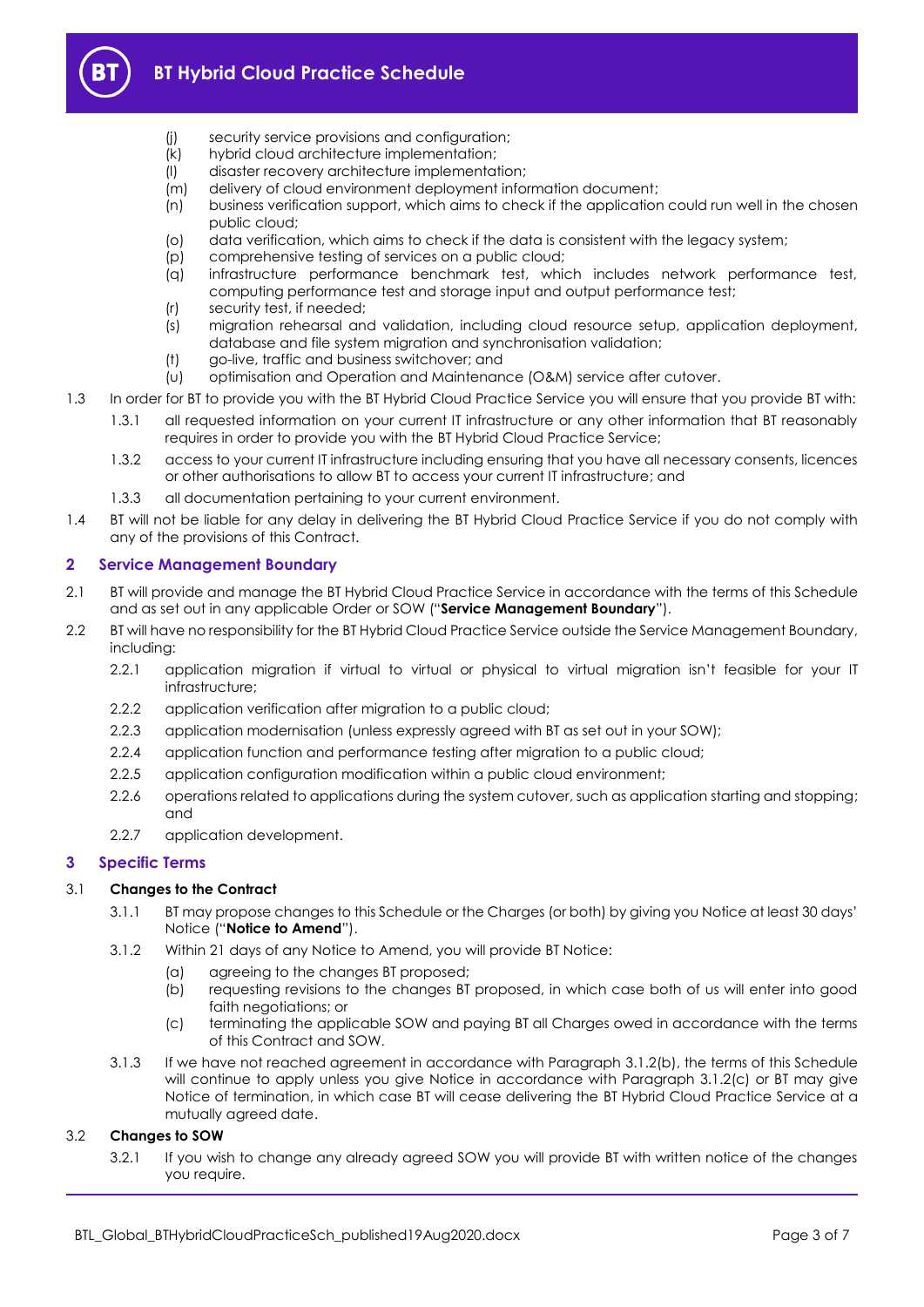(j) security service provisions and configuration;
(k) hybrid cloud architecture implementation;
(l) disaster recovery architecture implementation;
(m) delivery of cloud environment deployment information document;
(n) business verification support, which aims to check if the application could run well in the chosen public cloud;
(o) data verification, which aims to check if the data is consistent with the legacy system;
(p) comprehensive testing of services on a public cloud;
(q) infrastructure performance benchmark test, which includes network performance test, computing performance test and storage input and output performance test;
(r) security test, if needed;
(s) migration rehearsal and validation, including cloud resource setup, application deployment, database and file system migration and synchronisation validation;
(t) go-live, traffic and business switchover; and
(u) optimisation and Operation and Maintenance (O&M) service after cutover.

1.3 In order for BT to provide you with the BT Hybrid Cloud Practice Service you will ensure that you provide BT with:

1.3.1 all requested information on your current IT infrastructure or any other information that BT reasonably requires in order to provide you with the BT Hybrid Cloud Practice Service;

1.3.2 access to your current IT infrastructure including ensuring that you have all necessary consents, licences or other authorisations to allow BT to access your current IT infrastructure; and

1.3.3 all documentation pertaining to your current environment.

1.4 BT will not be liable for any delay in delivering the BT Hybrid Cloud Practice Service if you do not comply with any of the provisions of this Contract.

## 2 Service Management Boundary

2.1 BT will provide and manage the BT Hybrid Cloud Practice Service in accordance with the terms of this Schedule and as set out in any applicable Order or SOW ("**Service Management Boundary**").

2.2 BT will have no responsibility for the BT Hybrid Cloud Practice Service outside the Service Management Boundary, including:

2.2.1 application migration if virtual to virtual or physical to virtual migration isn't feasible for your IT infrastructure;

2.2.2 application verification after migration to a public cloud;

2.2.3 application modernisation (unless expressly agreed with BT as set out in your SOW);

2.2.4 application function and performance testing after migration to a public cloud;

2.2.5 application configuration modification within a public cloud environment;

2.2.6 operations related to applications during the system cutover, such as application starting and stopping; and

2.2.7 application development.

## 3 Specific Terms

### 3.1 Changes to the Contract

3.1.1 BT may propose changes to this Schedule or the Charges (or both) by giving you Notice at least 30 days' Notice ("**Notice to Amend**").

3.1.2 Within 21 days of any Notice to Amend, you will provide BT Notice:

(a) agreeing to the changes BT proposed;
(b) requesting revisions to the changes BT proposed, in which case both of us will enter into good faith negotiations; or
(c) terminating the applicable SOW and paying BT all Charges owed in accordance with the terms of this Contract and SOW.

3.1.3 If we have not reached agreement in accordance with Paragraph 3.1.2(b), the terms of this Schedule will continue to apply unless you give Notice in accordance with Paragraph 3.1.2(c) or BT may give Notice of termination, in which case BT will cease delivering the BT Hybrid Cloud Practice Service at a mutually agreed date.

### 3.2 Changes to SOW

3.2.1 If you wish to change any already agreed SOW you will provide BT with written notice of the changes you require.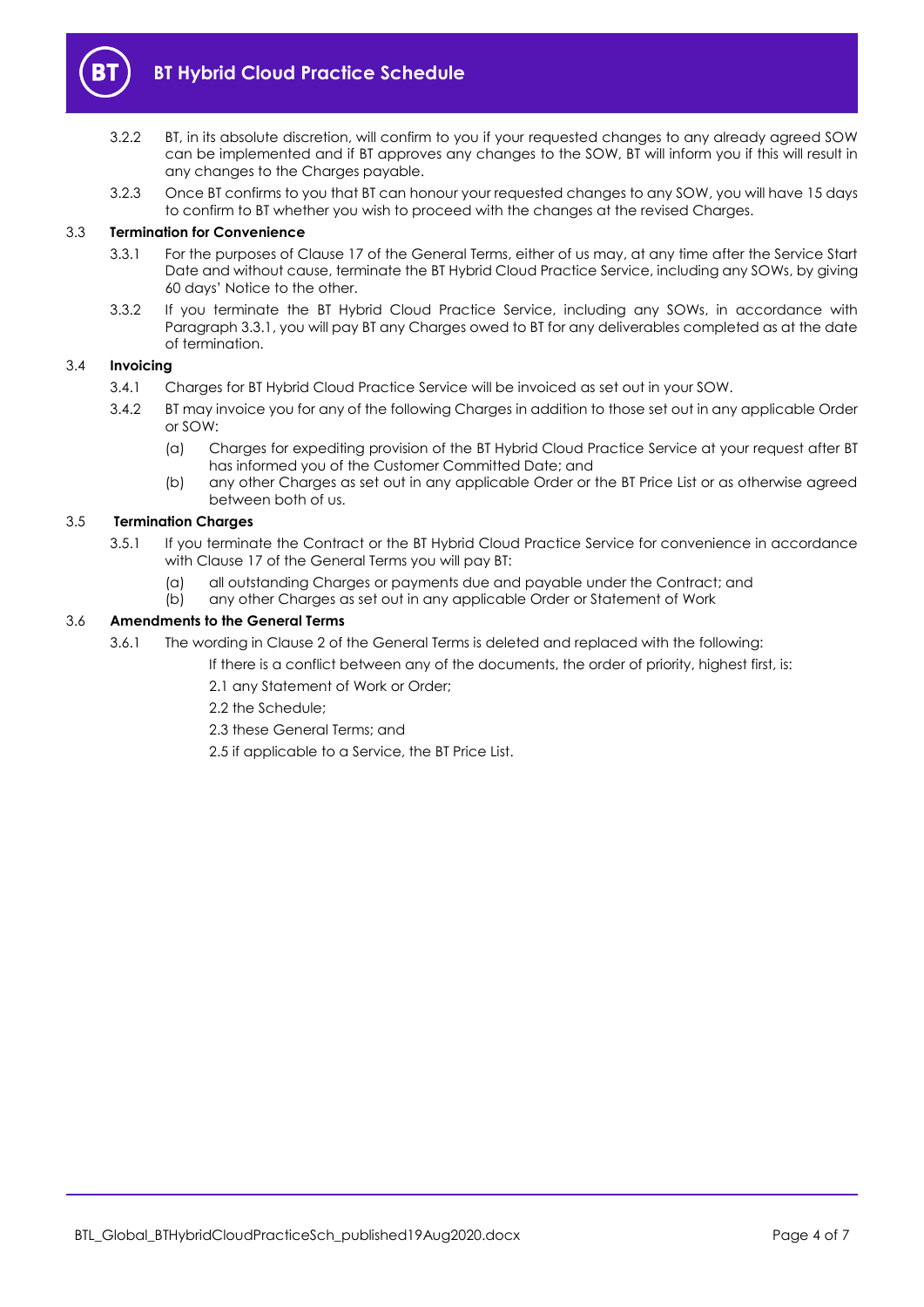3.2.2 BT, in its absolute discretion, will confirm to you if your requested changes to any already agreed SOW can be implemented and if BT approves any changes to the SOW, BT will inform you if this will result in any changes to the Charges payable.

3.2.3 Once BT confirms to you that BT can honour your requested changes to any SOW, you will have 15 days to confirm to BT whether you wish to proceed with the changes at the revised Charges.

### 3.3 Termination for Convenience

3.3.1 For the purposes of Clause 17 of the General Terms, either of us may, at any time after the Service Start Date and without cause, terminate the BT Hybrid Cloud Practice Service, including any SOWs, by giving 60 days' Notice to the other.

3.3.2 If you terminate the BT Hybrid Cloud Practice Service, including any SOWs, in accordance with Paragraph 3.3.1, you will pay BT any Charges owed to BT for any deliverables completed as at the date of termination.

### 3.4 Invoicing

3.4.1 Charges for BT Hybrid Cloud Practice Service will be invoiced as set out in your SOW.

3.4.2 BT may invoice you for any of the following Charges in addition to those set out in any applicable Order or SOW:

(a) Charges for expediting provision of the BT Hybrid Cloud Practice Service at your request after BT has informed you of the Customer Committed Date; and

(b) any other Charges as set out in any applicable Order or the BT Price List or as otherwise agreed between both of us.

### 3.5 Termination Charges

3.5.1 If you terminate the Contract or the BT Hybrid Cloud Practice Service for convenience in accordance with Clause 17 of the General Terms you will pay BT:

(a) all outstanding Charges or payments due and payable under the Contract; and

(b) any other Charges as set out in any applicable Order or Statement of Work

### 3.6 Amendments to the General Terms

3.6.1 The wording in Clause 2 of the General Terms is deleted and replaced with the following:

If there is a conflict between any of the documents, the order of priority, highest first, is:

2.1 any Statement of Work or Order;

2.2 the Schedule;

2.3 these General Terms; and

2.5 if applicable to a Service, the BT Price List.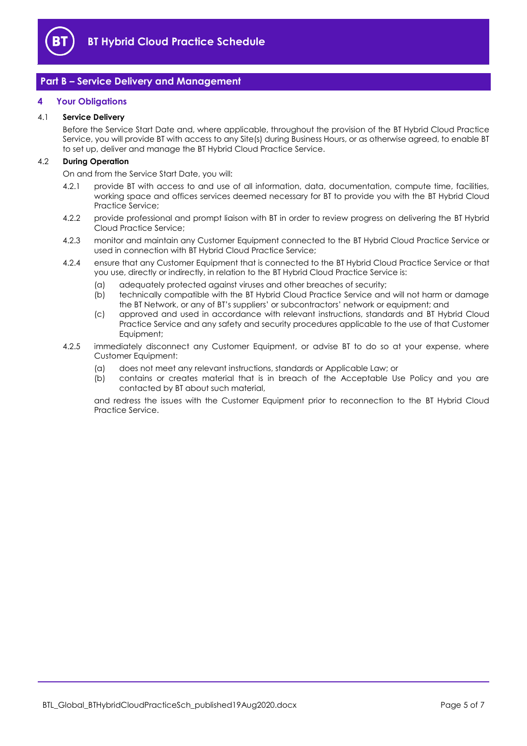## Part B – Service Delivery and Management

### 4 Your Obligations

4.1 **Service Delivery**

Before the Service Start Date and, where applicable, throughout the provision of the BT Hybrid Cloud Practice Service, you will provide BT with access to any Site(s) during Business Hours, or as otherwise agreed, to enable BT to set up, deliver and manage the BT Hybrid Cloud Practice Service.

4.2 **During Operation**

On and from the Service Start Date, you will:

4.2.1 provide BT with access to and use of all information, data, documentation, compute time, facilities, working space and offices services deemed necessary for BT to provide you with the BT Hybrid Cloud Practice Service;

4.2.2 provide professional and prompt liaison with BT in order to review progress on delivering the BT Hybrid Cloud Practice Service;

4.2.3 monitor and maintain any Customer Equipment connected to the BT Hybrid Cloud Practice Service or used in connection with BT Hybrid Cloud Practice Service;

4.2.4 ensure that any Customer Equipment that is connected to the BT Hybrid Cloud Practice Service or that you use, directly or indirectly, in relation to the BT Hybrid Cloud Practice Service is:

(a) adequately protected against viruses and other breaches of security;

(b) technically compatible with the BT Hybrid Cloud Practice Service and will not harm or damage the BT Network, or any of BT's suppliers' or subcontractors' network or equipment; and

(c) approved and used in accordance with relevant instructions, standards and BT Hybrid Cloud Practice Service and any safety and security procedures applicable to the use of that Customer Equipment;

4.2.5 immediately disconnect any Customer Equipment, or advise BT to do so at your expense, where Customer Equipment:

(a) does not meet any relevant instructions, standards or Applicable Law; or

(b) contains or creates material that is in breach of the Acceptable Use Policy and you are contacted by BT about such material,

and redress the issues with the Customer Equipment prior to reconnection to the BT Hybrid Cloud Practice Service.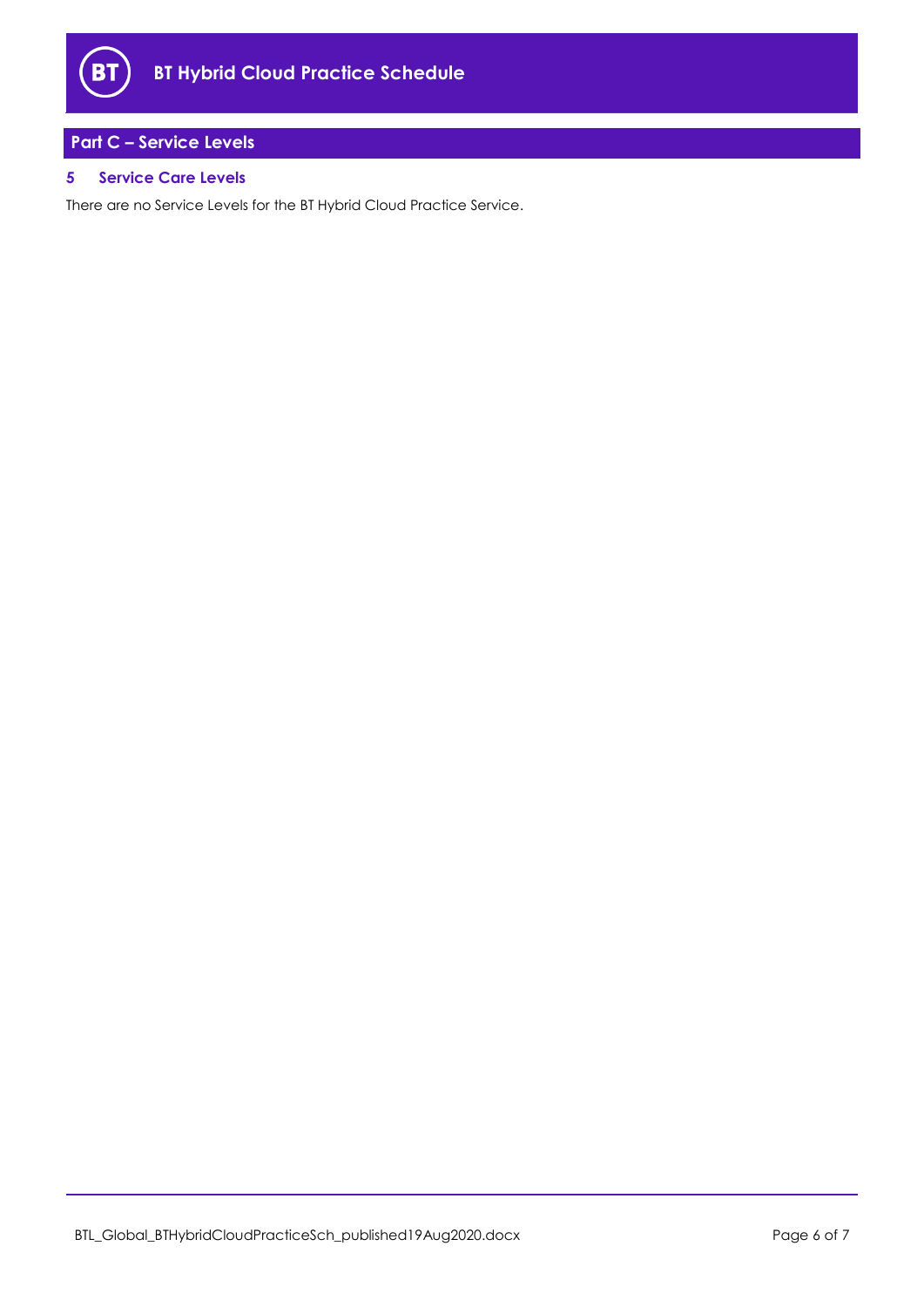## Part C – Service Levels

### 5 Service Care Levels

There are no Service Levels for the BT Hybrid Cloud Practice Service.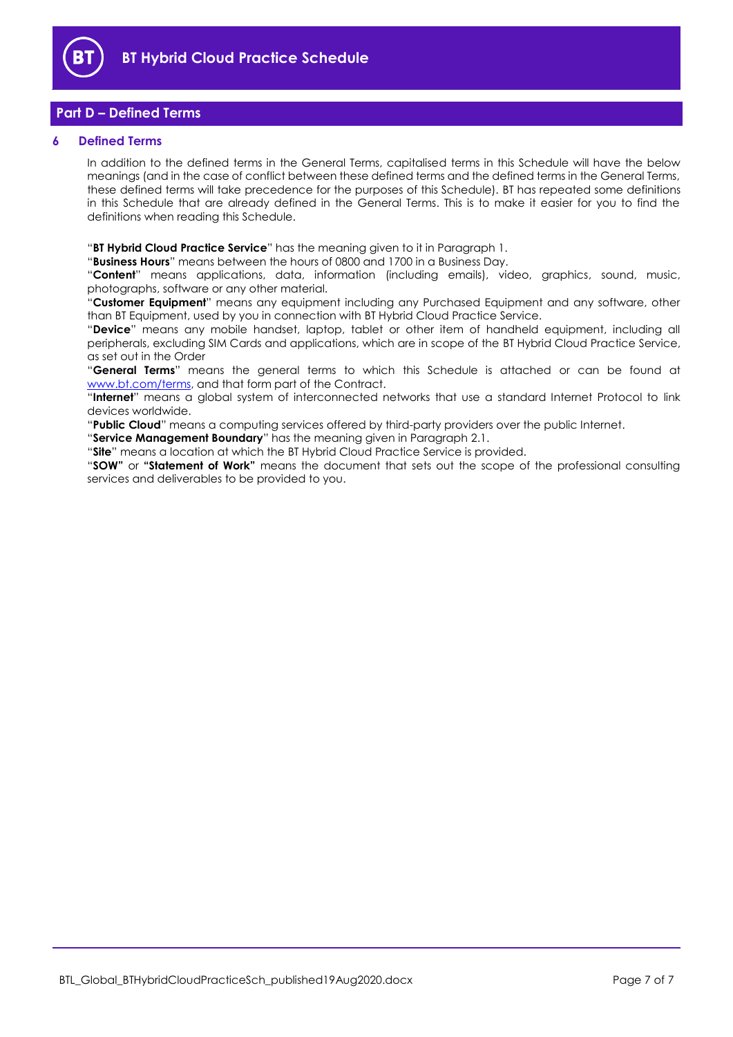## Part D – Defined Terms

### 6 Defined Terms

In addition to the defined terms in the General Terms, capitalised terms in this Schedule will have the below meanings (and in the case of conflict between these defined terms and the defined terms in the General Terms, these defined terms will take precedence for the purposes of this Schedule). BT has repeated some definitions in this Schedule that are already defined in the General Terms. This is to make it easier for you to find the definitions when reading this Schedule.

"**BT Hybrid Cloud Practice Service**" has the meaning given to it in Paragraph 1.

"**Business Hours**" means between the hours of 0800 and 1700 in a Business Day.

"**Content**" means applications, data, information (including emails), video, graphics, sound, music, photographs, software or any other material.

"**Customer Equipment**" means any equipment including any Purchased Equipment and any software, other than BT Equipment, used by you in connection with BT Hybrid Cloud Practice Service.

"**Device**" means any mobile handset, laptop, tablet or other item of handheld equipment, including all peripherals, excluding SIM Cards and applications, which are in scope of the BT Hybrid Cloud Practice Service, as set out in the Order

"**General Terms**" means the general terms to which this Schedule is attached or can be found at www.bt.com/terms, and that form part of the Contract.

"**Internet**" means a global system of interconnected networks that use a standard Internet Protocol to link devices worldwide.

"**Public Cloud**" means a computing services offered by third-party providers over the public Internet.

"**Service Management Boundary**" has the meaning given in Paragraph 2.1.

"**Site**" means a location at which the BT Hybrid Cloud Practice Service is provided.

"**SOW**" or "**Statement of Work**" means the document that sets out the scope of the professional consulting services and deliverables to be provided to you.